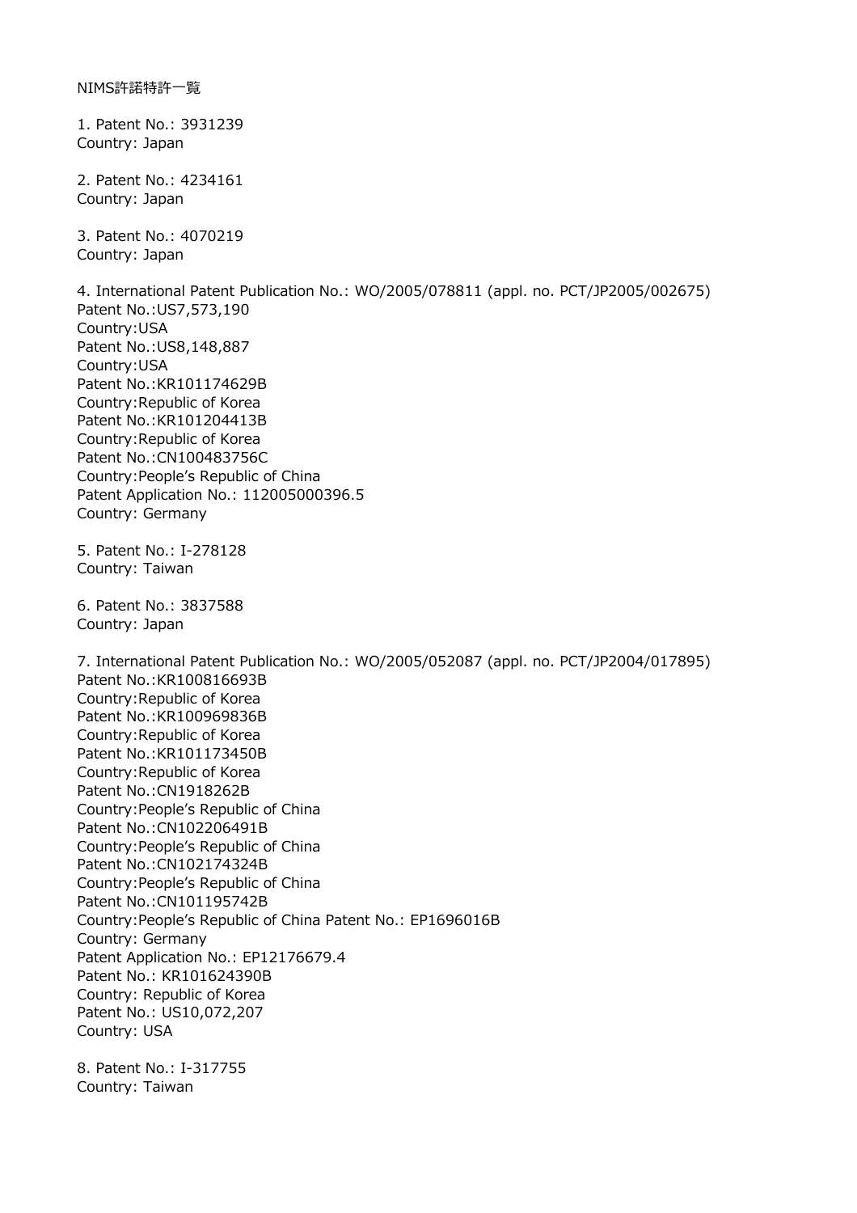NIMS許諾特許一覧

1. Patent No.: 3931239
Country: Japan

2. Patent No.: 4234161
Country: Japan

3. Patent No.: 4070219
Country: Japan

4. International Patent Publication No.: WO/2005/078811 (appl. no. PCT/JP2005/002675)
Patent No.:US7,573,190
Country:USA
Patent No.:US8,148,887
Country:USA
Patent No.:KR101174629B
Country:Republic of Korea
Patent No.:KR101204413B
Country:Republic of Korea
Patent No.:CN100483756C
Country:People's Republic of China
Patent Application No.: 112005000396.5
Country: Germany

5. Patent No.: I-278128
Country: Taiwan

6. Patent No.: 3837588
Country: Japan

7. International Patent Publication No.: WO/2005/052087 (appl. no. PCT/JP2004/017895)
Patent No.:KR100816693B
Country:Republic of Korea
Patent No.:KR100969836B
Country:Republic of Korea
Patent No.:KR101173450B
Country:Republic of Korea
Patent No.:CN1918262B
Country:People's Republic of China
Patent No.:CN102206491B
Country:People's Republic of China
Patent No.:CN102174324B
Country:People's Republic of China
Patent No.:CN101195742B
Country:People's Republic of China Patent No.: EP1696016B
Country: Germany
Patent Application No.: EP12176679.4
Patent No.: KR101624390B
Country: Republic of Korea
Patent No.: US10,072,207
Country: USA

8. Patent No.: I-317755
Country: Taiwan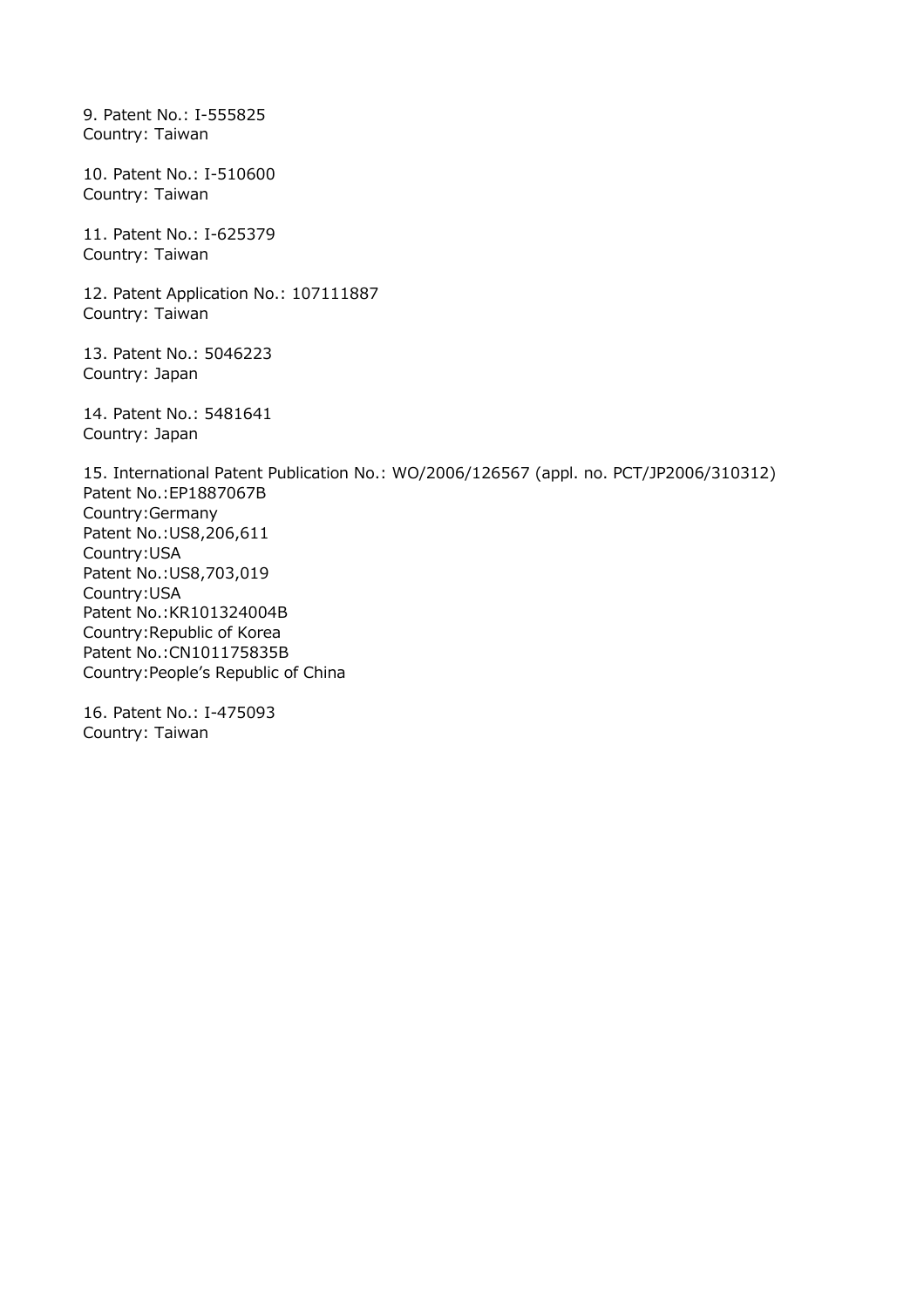9. Patent No.: I-555825
Country: Taiwan

10. Patent No.: I-510600
Country: Taiwan

11. Patent No.: I-625379
Country: Taiwan

12. Patent Application No.: 107111887
Country: Taiwan

13. Patent No.: 5046223
Country: Japan

14. Patent No.: 5481641
Country: Japan

15. International Patent Publication No.: WO/2006/126567 (appl. no. PCT/JP2006/310312)
Patent No.:EP1887067B
Country:Germany
Patent No.:US8,206,611
Country:USA
Patent No.:US8,703,019
Country:USA
Patent No.:KR101324004B
Country:Republic of Korea
Patent No.:CN101175835B
Country:People's Republic of China

16. Patent No.: I-475093
Country: Taiwan